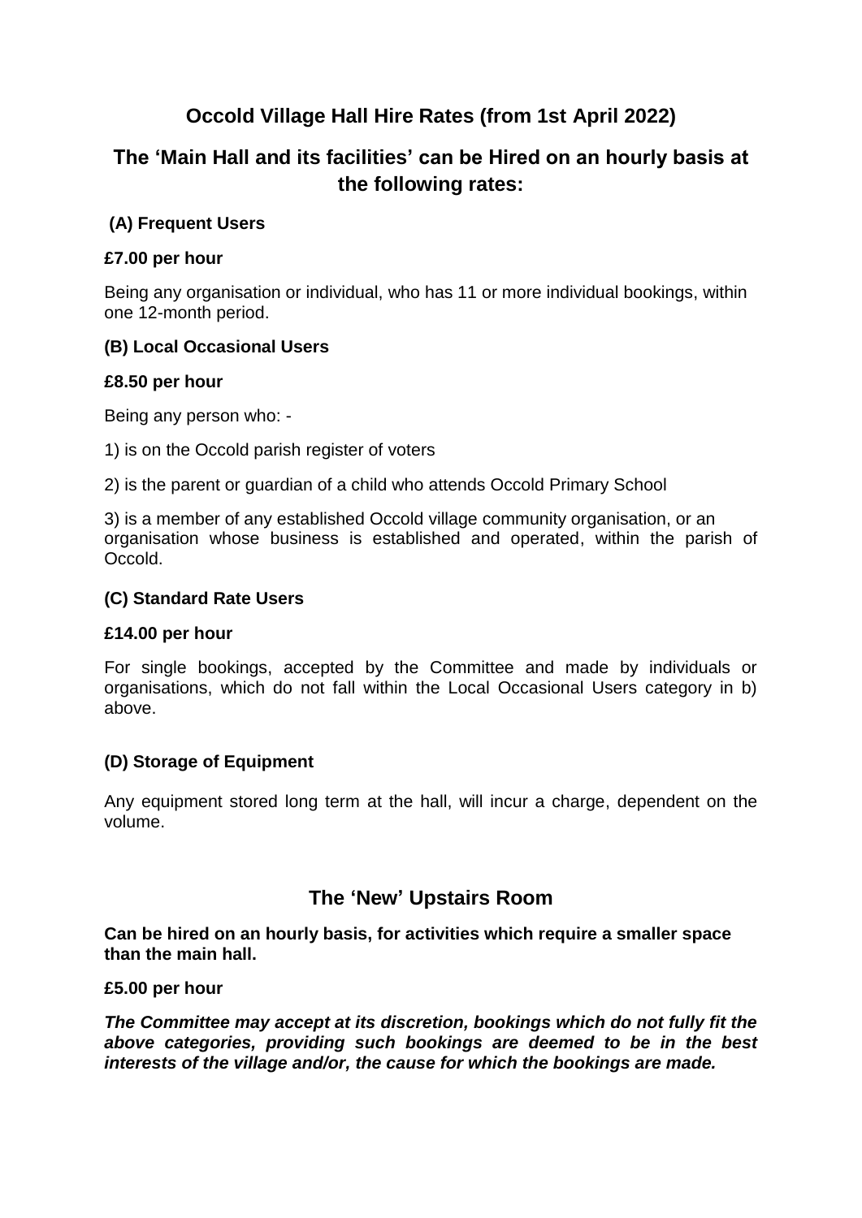# Occold Village Hall Hire Rates (from 1st April 2022)

## The 'Main Hall and its facilities' can be Hired on an hourly basis at the following rates:

### (A) Frequent Users

**£7.00 per hour**

Being any organisation or individual, who has 11 or more individual bookings, within one 12-month period.

### (B) Local Occasional Users

**£8.50 per hour**

Being any person who: -

1) is on the Occold parish register of voters

2) is the parent or guardian of a child who attends Occold Primary School

3) is a member of any established Occold village community organisation, or an organisation whose business is established and operated, within the parish of Occold.

### (C) Standard Rate Users

**£14.00 per hour**

For single bookings, accepted by the Committee and made by individuals or organisations, which do not fall within the Local Occasional Users category in b) above.

### (D) Storage of Equipment

Any equipment stored long term at the hall, will incur a charge, dependent on the volume.

## The 'New' Upstairs Room

**Can be hired on an hourly basis, for activities which require a smaller space than the main hall.**

**£5.00 per hour**

***The Committee may accept at its discretion, bookings which do not fully fit the above categories, providing such bookings are deemed to be in the best interests of the village and/or, the cause for which the bookings are made.***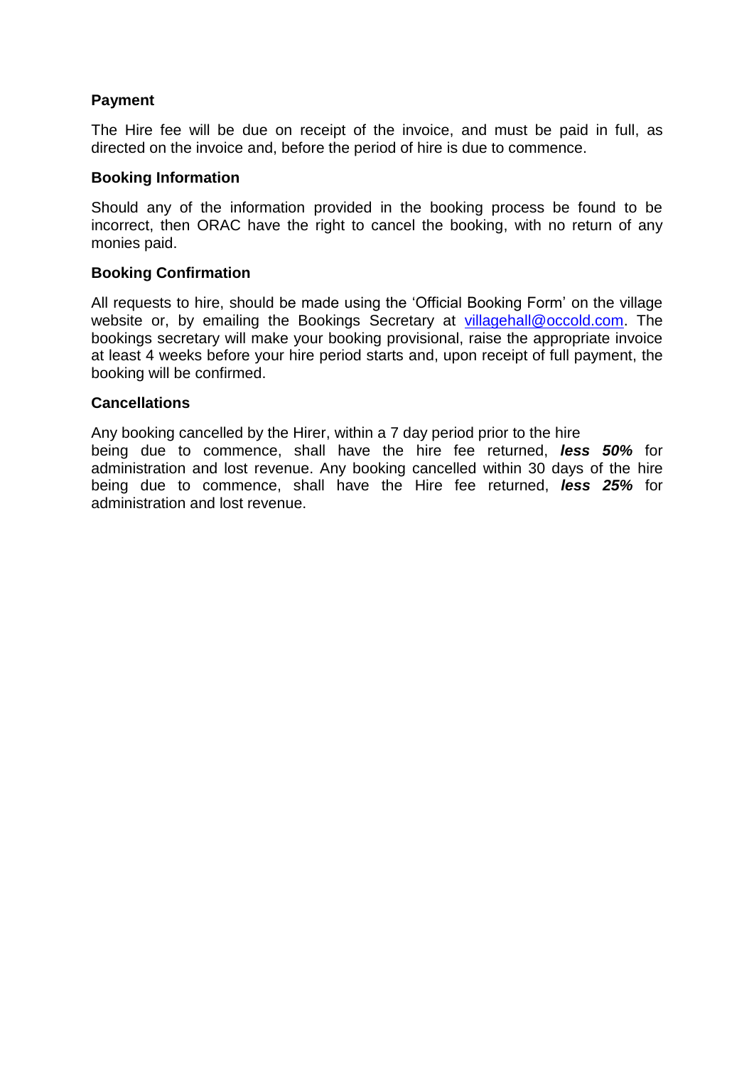**Payment**

The Hire fee will be due on receipt of the invoice, and must be paid in full, as directed on the invoice and, before the period of hire is due to commence.

**Booking Information**

Should any of the information provided in the booking process be found to be incorrect, then ORAC have the right to cancel the booking, with no return of any monies paid.

**Booking Confirmation**

All requests to hire, should be made using the 'Official Booking Form' on the village website or, by emailing the Bookings Secretary at villagehall@occold.com. The bookings secretary will make your booking provisional, raise the appropriate invoice at least 4 weeks before your hire period starts and, upon receipt of full payment, the booking will be confirmed.

**Cancellations**

Any booking cancelled by the Hirer, within a 7 day period prior to the hire being due to commence, shall have the hire fee returned, ***less 50%*** for administration and lost revenue. Any booking cancelled within 30 days of the hire being due to commence, shall have the Hire fee returned, ***less 25%*** for administration and lost revenue.